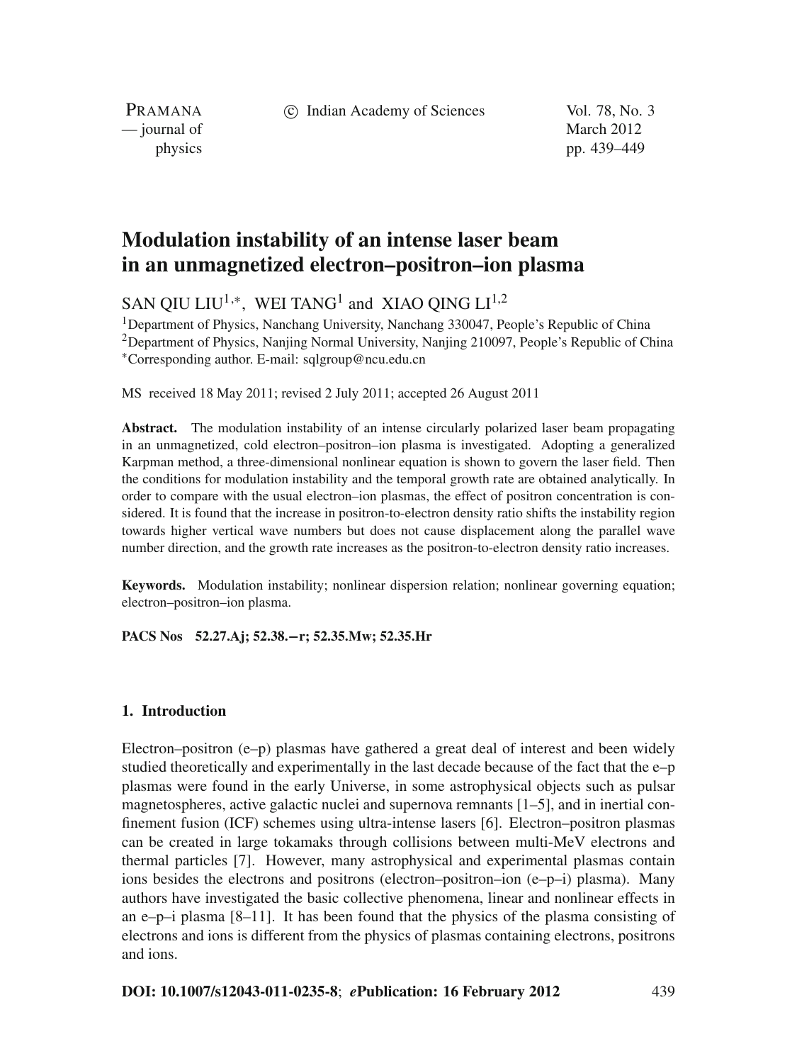# Modulation instability of an intense laser beam in an unmagnetized electron–positron–ion plasma

SAN QIU LIU[1,*], WEI TANG[1] and XIAO QING LI[1,2]

[1]Department of Physics, Nanchang University, Nanchang 330047, People's Republic of China
[2]Department of Physics, Nanjing Normal University, Nanjing 210097, People's Republic of China
[*]Corresponding author. E-mail: sqlgroup@ncu.edu.cn

MS received 18 May 2011; revised 2 July 2011; accepted 26 August 2011

**Abstract.** The modulation instability of an intense circularly polarized laser beam propagating in an unmagnetized, cold electron–positron–ion plasma is investigated. Adopting a generalized Karpman method, a three-dimensional nonlinear equation is shown to govern the laser field. Then the conditions for modulation instability and the temporal growth rate are obtained analytically. In order to compare with the usual electron–ion plasmas, the effect of positron concentration is considered. It is found that the increase in positron-to-electron density ratio shifts the instability region towards higher vertical wave numbers but does not cause displacement along the parallel wave number direction, and the growth rate increases as the positron-to-electron density ratio increases.

**Keywords.** Modulation instability; nonlinear dispersion relation; nonlinear governing equation; electron–positron–ion plasma.

**PACS Nos** 52.27.Aj; 52.38.−r; 52.35.Mw; 52.35.Hr

## 1. Introduction

Electron–positron (e–p) plasmas have gathered a great deal of interest and been widely studied theoretically and experimentally in the last decade because of the fact that the e–p plasmas were found in the early Universe, in some astrophysical objects such as pulsar magnetospheres, active galactic nuclei and supernova remnants [1–5], and in inertial confinement fusion (ICF) schemes using ultra-intense lasers [6]. Electron–positron plasmas can be created in large tokamaks through collisions between multi-MeV electrons and thermal particles [7]. However, many astrophysical and experimental plasmas contain ions besides the electrons and positrons (electron–positron–ion (e–p–i) plasma). Many authors have investigated the basic collective phenomena, linear and nonlinear effects in an e–p–i plasma [8–11]. It has been found that the physics of the plasma consisting of electrons and ions is different from the physics of plasmas containing electrons, positrons and ions.

**DOI: 10.1007/s12043-011-0235-8**; ***e*Publication: 16 February 2012**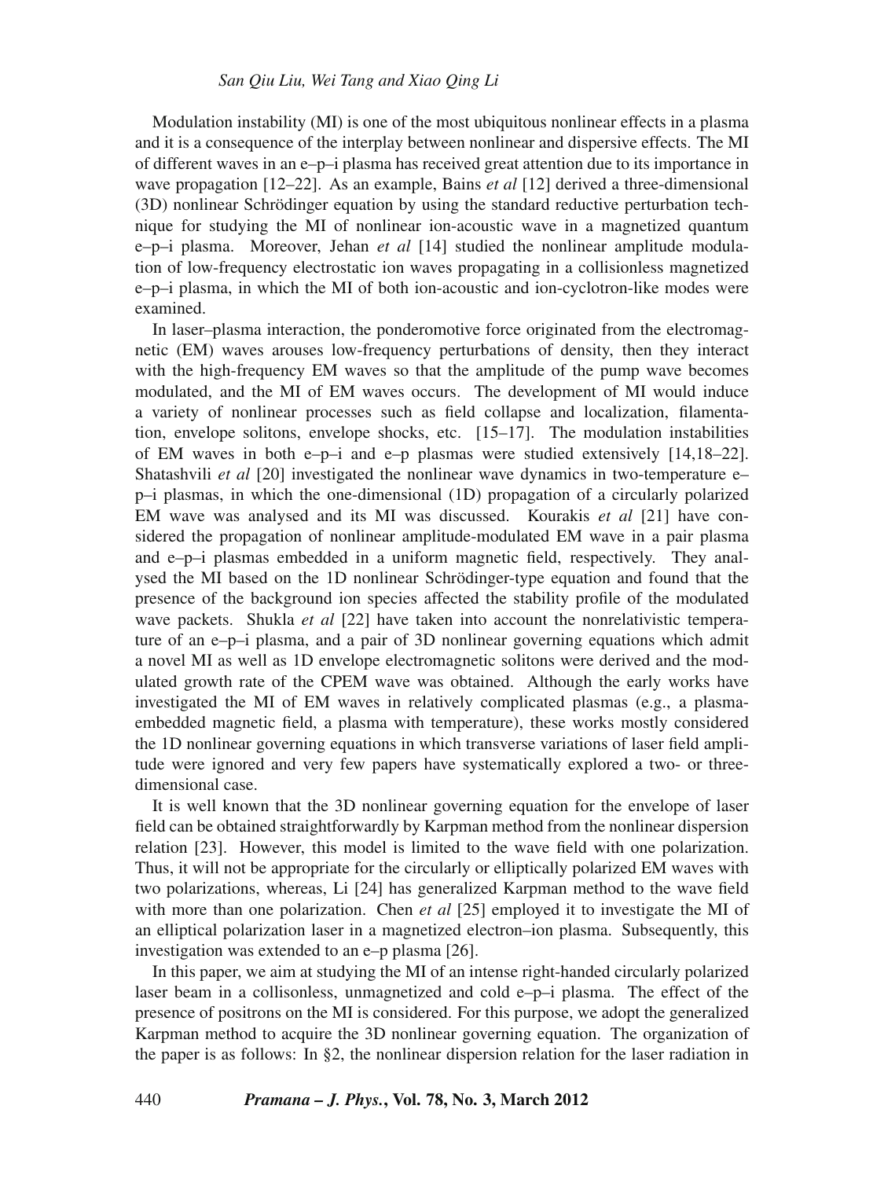Modulation instability (MI) is one of the most ubiquitous nonlinear effects in a plasma and it is a consequence of the interplay between nonlinear and dispersive effects. The MI of different waves in an e–p–i plasma has received great attention due to its importance in wave propagation [12–22]. As an example, Bains *et al* [12] derived a three-dimensional (3D) nonlinear Schrödinger equation by using the standard reductive perturbation technique for studying the MI of nonlinear ion-acoustic wave in a magnetized quantum e–p–i plasma. Moreover, Jehan *et al* [14] studied the nonlinear amplitude modulation of low-frequency electrostatic ion waves propagating in a collisionless magnetized e–p–i plasma, in which the MI of both ion-acoustic and ion-cyclotron-like modes were examined.

In laser–plasma interaction, the ponderomotive force originated from the electromagnetic (EM) waves arouses low-frequency perturbations of density, then they interact with the high-frequency EM waves so that the amplitude of the pump wave becomes modulated, and the MI of EM waves occurs. The development of MI would induce a variety of nonlinear processes such as field collapse and localization, filamentation, envelope solitons, envelope shocks, etc. [15–17]. The modulation instabilities of EM waves in both e–p–i and e–p plasmas were studied extensively [14,18–22]. Shatashvili *et al* [20] investigated the nonlinear wave dynamics in two-temperature e–p–i plasmas, in which the one-dimensional (1D) propagation of a circularly polarized EM wave was analysed and its MI was discussed. Kourakis *et al* [21] have considered the propagation of nonlinear amplitude-modulated EM wave in a pair plasma and e–p–i plasmas embedded in a uniform magnetic field, respectively. They analysed the MI based on the 1D nonlinear Schrödinger-type equation and found that the presence of the background ion species affected the stability profile of the modulated wave packets. Shukla *et al* [22] have taken into account the nonrelativistic temperature of an e–p–i plasma, and a pair of 3D nonlinear governing equations which admit a novel MI as well as 1D envelope electromagnetic solitons were derived and the modulated growth rate of the CPEM wave was obtained. Although the early works have investigated the MI of EM waves in relatively complicated plasmas (e.g., a plasma-embedded magnetic field, a plasma with temperature), these works mostly considered the 1D nonlinear governing equations in which transverse variations of laser field amplitude were ignored and very few papers have systematically explored a two- or three-dimensional case.

It is well known that the 3D nonlinear governing equation for the envelope of laser field can be obtained straightforwardly by Karpman method from the nonlinear dispersion relation [23]. However, this model is limited to the wave field with one polarization. Thus, it will not be appropriate for the circularly or elliptically polarized EM waves with two polarizations, whereas, Li [24] has generalized Karpman method to the wave field with more than one polarization. Chen *et al* [25] employed it to investigate the MI of an elliptical polarization laser in a magnetized electron–ion plasma. Subsequently, this investigation was extended to an e–p plasma [26].

In this paper, we aim at studying the MI of an intense right-handed circularly polarized laser beam in a collisonless, unmagnetized and cold e–p–i plasma. The effect of the presence of positrons on the MI is considered. For this purpose, we adopt the generalized Karpman method to acquire the 3D nonlinear governing equation. The organization of the paper is as follows: In §2, the nonlinear dispersion relation for the laser radiation in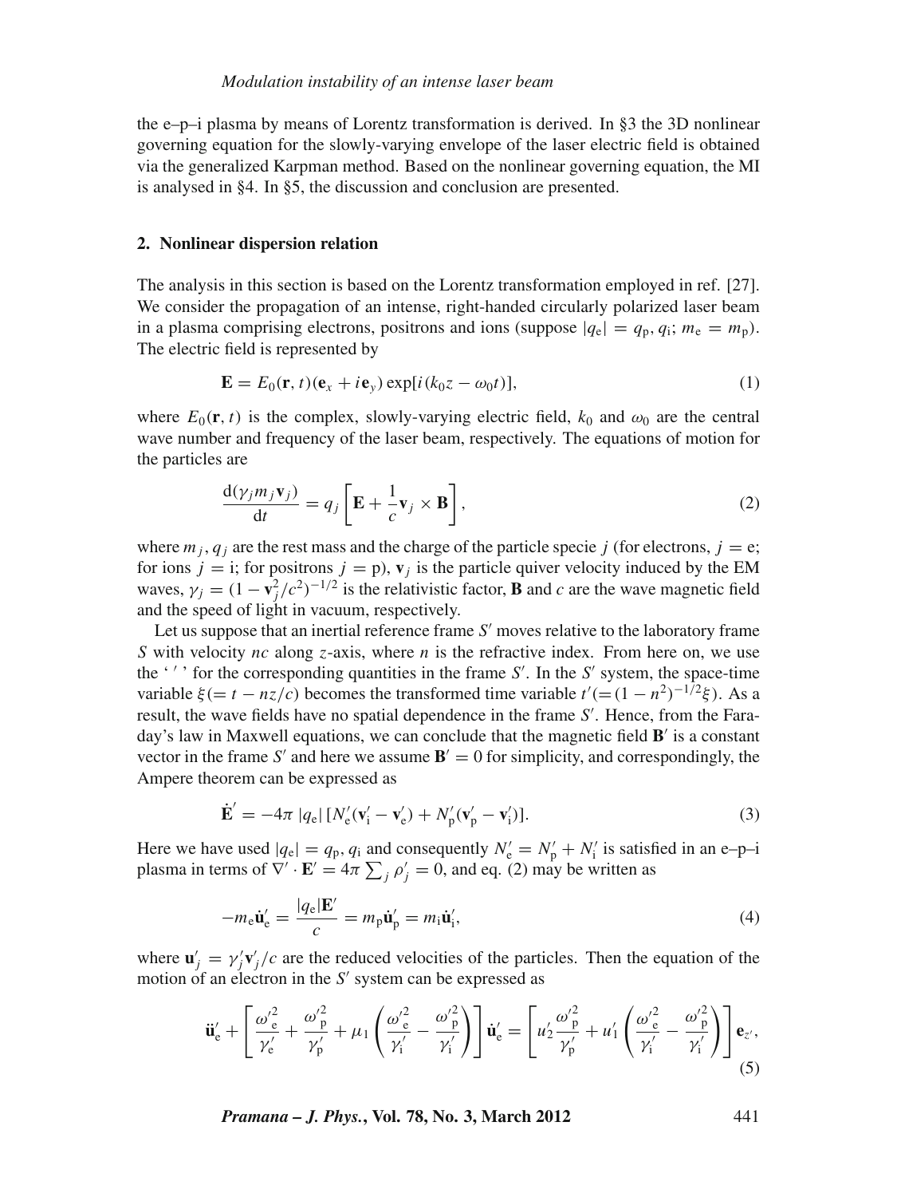the e–p–i plasma by means of Lorentz transformation is derived. In §3 the 3D nonlinear governing equation for the slowly-varying envelope of the laser electric field is obtained via the generalized Karpman method. Based on the nonlinear governing equation, the MI is analysed in §4. In §5, the discussion and conclusion are presented.

## 2. Nonlinear dispersion relation

The analysis in this section is based on the Lorentz transformation employed in ref. [27]. We consider the propagation of an intense, right-handed circularly polarized laser beam in a plasma comprising electrons, positrons and ions (suppose $|q_e| = q_p, q_i$; $m_e = m_p$). The electric field is represented by

$$\mathbf{E} = E_0(\mathbf{r}, t)(\mathbf{e}_x + i\mathbf{e}_y)\exp[i(k_0 z - \omega_0 t)], \tag{1}$$

where $E_0(\mathbf{r}, t)$ is the complex, slowly-varying electric field, $k_0$ and $\omega_0$ are the central wave number and frequency of the laser beam, respectively. The equations of motion for the particles are

$$\frac{\mathrm{d}(\gamma_j m_j \mathbf{v}_j)}{\mathrm{d}t} = q_j \left[\mathbf{E} + \frac{1}{c}\mathbf{v}_j \times \mathbf{B}\right], \tag{2}$$

where $m_j, q_j$ are the rest mass and the charge of the particle specie $j$ (for electrons, $j$ = e; for ions $j$ = i; for positrons $j$ = p), $\mathbf{v}_j$ is the particle quiver velocity induced by the EM waves, $\gamma_j = (1 - \mathbf{v}_j^2/c^2)^{-1/2}$ is the relativistic factor, $\mathbf{B}$ and $c$ are the wave magnetic field and the speed of light in vacuum, respectively.

Let us suppose that an inertial reference frame $S'$ moves relative to the laboratory frame $S$ with velocity $nc$ along $z$-axis, where $n$ is the refractive index. From here on, we use the ' $'$ ' for the corresponding quantities in the frame $S'$. In the $S'$ system, the space-time variable $\xi (= t - nz/c)$ becomes the transformed time variable $t' (= (1 - n^2)^{-1/2}\xi)$. As a result, the wave fields have no spatial dependence in the frame $S'$. Hence, from the Faraday's law in Maxwell equations, we can conclude that the magnetic field $\mathbf{B}'$ is a constant vector in the frame $S'$ and here we assume $\mathbf{B}' = 0$ for simplicity, and correspondingly, the Ampere theorem can be expressed as

$$\dot{\mathbf{E}}' = -4\pi\, |q_e|\, [N_e'(\mathbf{v}_i' - \mathbf{v}_e') + N_p'(\mathbf{v}_p' - \mathbf{v}_i')]. \tag{3}$$

Here we have used $|q_e| = q_p, q_i$ and consequently $N_e' = N_p' + N_i'$ is satisfied in an e–p–i plasma in terms of $\nabla' \cdot \mathbf{E}' = 4\pi \sum_j \rho_j' = 0$, and eq. (2) may be written as

$$-m_e \dot{\mathbf{u}}_e' = \frac{|q_e|\mathbf{E}'}{c} = m_p \dot{\mathbf{u}}_p' = m_i \dot{\mathbf{u}}_i', \tag{4}$$

where $\mathbf{u}_j' = \gamma_j' \mathbf{v}_j'/c$ are the reduced velocities of the particles. Then the equation of the motion of an electron in the $S'$ system can be expressed as

$$\ddot{\mathbf{u}}_e' + \left[\frac{\omega_e'^2}{\gamma_e'} + \frac{\omega_p'^2}{\gamma_p'} + \mu_1\left(\frac{\omega_e'^2}{\gamma_i'} - \frac{\omega_p'^2}{\gamma_i'}\right)\right]\dot{\mathbf{u}}_e' = \left[u_2' \frac{\omega_p'^2}{\gamma_p'} + u_1'\left(\frac{\omega_e'^2}{\gamma_i'} - \frac{\omega_p'^2}{\gamma_i'}\right)\right]\mathbf{e}_{z'}, \tag{5}$$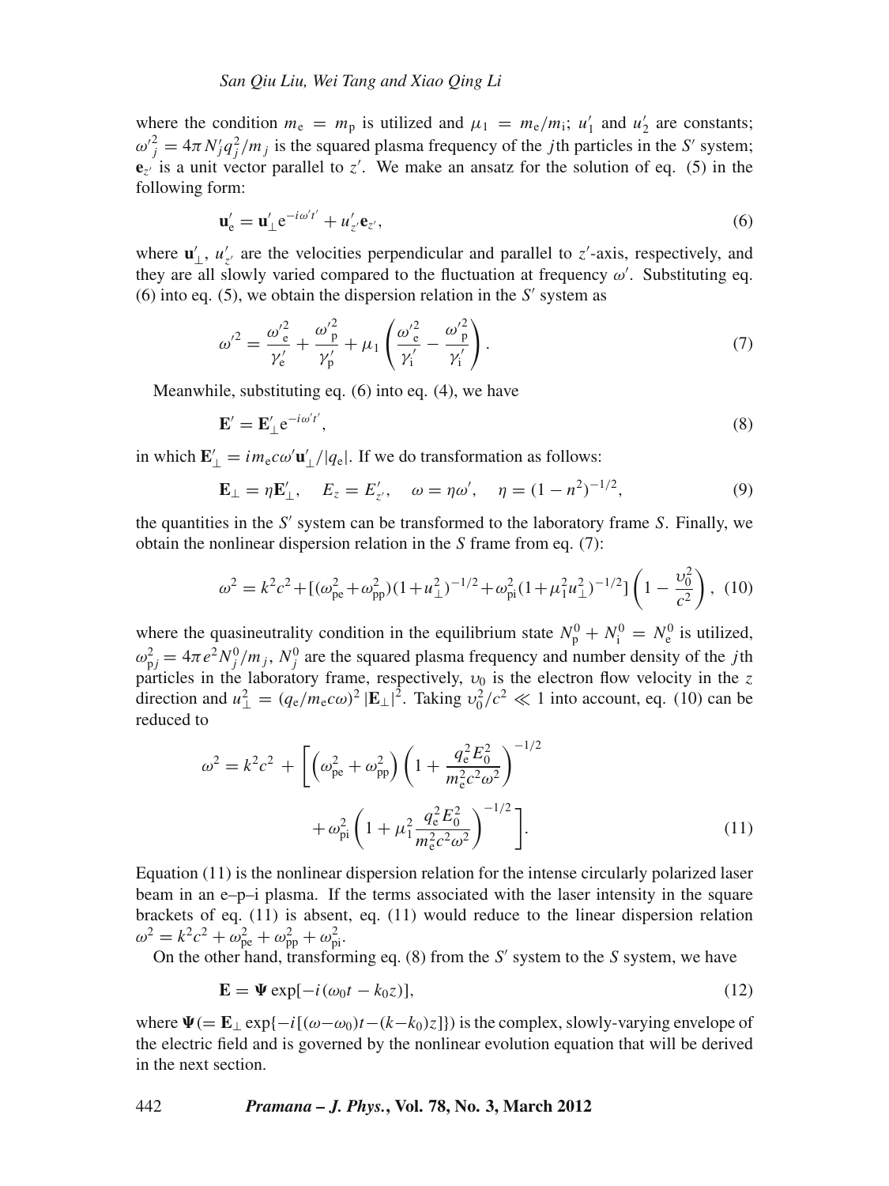where the condition $m_e = m_p$ is utilized and $\mu_1 = m_e/m_i$; $u'_1$ and $u'_2$ are constants; ${\omega'}_j^2 = 4\pi N'_j q_j^2/m_j$ is the squared plasma frequency of the $j$th particles in the $S'$ system; $\mathbf{e}_{z'}$ is a unit vector parallel to $z'$. We make an ansatz for the solution of eq. (5) in the following form:

$$\mathbf{u}'_e = \mathbf{u}'_\perp e^{-i\omega' t'} + u'_{z'}\mathbf{e}_{z'}, \tag{6}$$

where $\mathbf{u}'_\perp$, $u'_{z'}$ are the velocities perpendicular and parallel to $z'$-axis, respectively, and they are all slowly varied compared to the fluctuation at frequency $\omega'$. Substituting eq. (6) into eq. (5), we obtain the dispersion relation in the $S'$ system as

$$\omega'^2 = \frac{{\omega'}_e^2}{\gamma'_e} + \frac{{\omega'}_p^2}{\gamma'_p} + \mu_1\left(\frac{{\omega'}_e^2}{\gamma'_i} - \frac{{\omega'}_p^2}{\gamma'_i}\right). \tag{7}$$

Meanwhile, substituting eq. (6) into eq. (4), we have

$$\mathbf{E}' = \mathbf{E}'_\perp e^{-i\omega' t'}, \tag{8}$$

in which $\mathbf{E}'_\perp = i m_e c\omega' \mathbf{u}'_\perp/|q_e|$. If we do transformation as follows:

$$\mathbf{E}_\perp = \eta\mathbf{E}'_\perp, \quad E_z = E'_{z'}, \quad \omega = \eta\omega', \quad \eta = (1-n^2)^{-1/2}, \tag{9}$$

the quantities in the $S'$ system can be transformed to the laboratory frame $S$. Finally, we obtain the nonlinear dispersion relation in the $S$ frame from eq. (7):

$$\omega^2 = k^2c^2 + [(\omega_{pe}^2 + \omega_{pp}^2)(1+u_\perp^2)^{-1/2} + \omega_{pi}^2(1+\mu_1^2 u_\perp^2)^{-1/2}]\left(1 - \frac{\upsilon_0^2}{c^2}\right), \tag{10}$$

where the quasineutrality condition in the equilibrium state $N_p^0 + N_i^0 = N_e^0$ is utilized, $\omega_{pj}^2 = 4\pi e^2 N_j^0/m_j$, $N_j^0$ are the squared plasma frequency and number density of the $j$th particles in the laboratory frame, respectively, $\upsilon_0$ is the electron flow velocity in the $z$ direction and $u_\perp^2 = (q_e/m_e c\omega)^2 |\mathbf{E}_\perp|^2$. Taking $\upsilon_0^2/c^2 \ll 1$ into account, eq. (10) can be reduced to

$$\omega^2 = k^2c^2 + \left[\left(\omega_{pe}^2 + \omega_{pp}^2\right)\left(1 + \frac{q_e^2 E_0^2}{m_e^2 c^2\omega^2}\right)^{-1/2} + \omega_{pi}^2\left(1 + \mu_1^2\frac{q_e^2 E_0^2}{m_e^2 c^2 \omega^2}\right)^{-1/2}\right]. \tag{11}$$

Equation (11) is the nonlinear dispersion relation for the intense circularly polarized laser beam in an e–p–i plasma. If the terms associated with the laser intensity in the square brackets of eq. (11) is absent, eq. (11) would reduce to the linear dispersion relation $\omega^2 = k^2c^2 + \omega_{pe}^2 + \omega_{pp}^2 + \omega_{pi}^2$.

On the other hand, transforming eq. (8) from the $S'$ system to the $S$ system, we have

$$\mathbf{E} = \mathbf{\Psi}\exp[-i(\omega_0 t - k_0 z)], \tag{12}$$

where $\mathbf{\Psi}(= \mathbf{E}_\perp \exp\{-i[(\omega-\omega_0)t - (k-k_0)z]\})$ is the complex, slowly-varying envelope of the electric field and is governed by the nonlinear evolution equation that will be derived in the next section.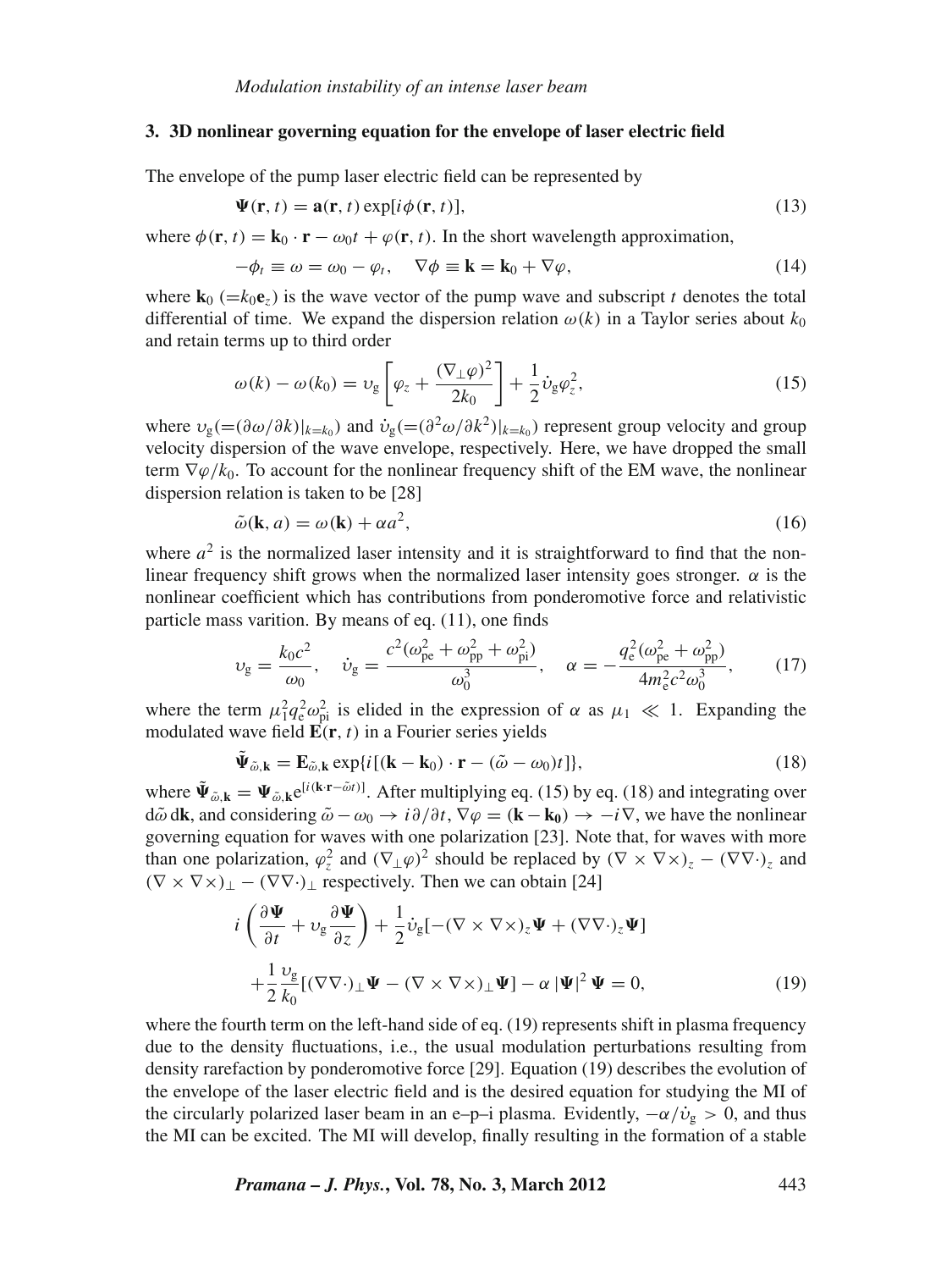## 3. 3D nonlinear governing equation for the envelope of laser electric field

The envelope of the pump laser electric field can be represented by

$$\mathbf{\Psi}(\mathbf{r}, t) = \mathbf{a}(\mathbf{r}, t) \exp[i\phi(\mathbf{r}, t)], \tag{13}$$

where $\phi(\mathbf{r}, t) = \mathbf{k}_0 \cdot \mathbf{r} - \omega_0 t + \varphi(\mathbf{r}, t)$. In the short wavelength approximation,

$$-\phi_t \equiv \omega = \omega_0 - \varphi_t, \quad \nabla\phi \equiv \mathbf{k} = \mathbf{k}_0 + \nabla\varphi, \tag{14}$$

where $\mathbf{k}_0$ $(=k_0\mathbf{e}_z)$ is the wave vector of the pump wave and subscript $t$ denotes the total differential of time. We expand the dispersion relation $\omega(k)$ in a Taylor series about $k_0$ and retain terms up to third order

$$\omega(k) - \omega(k_0) = \upsilon_{\mathrm{g}} \left[\varphi_z + \frac{(\nabla_\perp\varphi)^2}{2k_0}\right] + \frac{1}{2}\dot{\upsilon}_{\mathrm{g}}\varphi_z^2, \tag{15}$$

where $\upsilon_{\mathrm{g}}(=(\partial\omega/\partial k)|_{k=k_0})$ and $\dot{\upsilon}_{\mathrm{g}}(=(\partial^2\omega/\partial k^2)|_{k=k_0})$ represent group velocity and group velocity dispersion of the wave envelope, respectively. Here, we have dropped the small term $\nabla\varphi/k_0$. To account for the nonlinear frequency shift of the EM wave, the nonlinear dispersion relation is taken to be [28]

$$\tilde{\omega}(\mathbf{k}, a) = \omega(\mathbf{k}) + \alpha a^2, \tag{16}$$

where $a^2$ is the normalized laser intensity and it is straightforward to find that the nonlinear frequency shift grows when the normalized laser intensity goes stronger. $\alpha$ is the nonlinear coefficient which has contributions from ponderomotive force and relativistic particle mass varition. By means of eq. (11), one finds

$$\upsilon_{\mathrm{g}} = \frac{k_0 c^2}{\omega_0}, \quad \dot{\upsilon}_{\mathrm{g}} = \frac{c^2(\omega_{\mathrm{pe}}^2 + \omega_{\mathrm{pp}}^2 + \omega_{\mathrm{pi}}^2)}{\omega_0^3}, \quad \alpha = -\frac{q_{\mathrm{e}}^2(\omega_{\mathrm{pe}}^2 + \omega_{\mathrm{pp}}^2)}{4m_{\mathrm{e}}^2 c^2 \omega_0^3}, \tag{17}$$

where the term $\mu_1^2 q_{\mathrm{e}}^2 \omega_{\mathrm{pi}}^2$ is elided in the expression of $\alpha$ as $\mu_1 \ll 1$. Expanding the modulated wave field $\mathbf{E}(\mathbf{r}, t)$ in a Fourier series yields

$$\tilde{\mathbf{\Psi}}_{\tilde{\omega},\mathbf{k}} = \mathbf{E}_{\tilde{\omega},\mathbf{k}} \exp\{i[(\mathbf{k} - \mathbf{k}_0) \cdot \mathbf{r} - (\tilde{\omega} - \omega_0)t]\}, \tag{18}$$

where $\tilde{\mathbf{\Psi}}_{\tilde{\omega},\mathbf{k}} = \mathbf{\Psi}_{\tilde{\omega},\mathbf{k}} \mathrm{e}^{[i(\mathbf{k}\cdot\mathbf{r} - \tilde{\omega}t)]}$. After multiplying eq. (15) by eq. (18) and integrating over $\mathrm{d}\tilde{\omega}\,\mathrm{d}\mathbf{k}$, and considering $\tilde{\omega} - \omega_0 \to i\partial/\partial t$, $\nabla\varphi = (\mathbf{k} - \mathbf{k_0}) \to -i\nabla$, we have the nonlinear governing equation for waves with one polarization [23]. Note that, for waves with more than one polarization, $\varphi_z^2$ and $(\nabla_\perp\varphi)^2$ should be replaced by $(\nabla \times \nabla\times)_z - (\nabla\nabla\cdot)_z$ and $(\nabla \times \nabla\times)_\perp - (\nabla\nabla\cdot)_\perp$ respectively. Then we can obtain [24]

$$\begin{aligned} &i\left(\frac{\partial\mathbf{\Psi}}{\partial t} + \upsilon_{\mathrm{g}}\frac{\partial\mathbf{\Psi}}{\partial z}\right) + \frac{1}{2}\dot{\upsilon}_{\mathrm{g}}[-(\nabla \times \nabla\times)_z\mathbf{\Psi} + (\nabla\nabla\cdot)_z\mathbf{\Psi}] \\ &\quad + \frac{1}{2}\frac{\upsilon_{\mathrm{g}}}{k_0}[(\nabla\nabla\cdot)_\perp\mathbf{\Psi} - (\nabla \times \nabla\times)_\perp\mathbf{\Psi}] - \alpha\,|\mathbf{\Psi}|^2\,\mathbf{\Psi} = 0, \end{aligned} \tag{19}$$

where the fourth term on the left-hand side of eq. (19) represents shift in plasma frequency due to the density fluctuations, i.e., the usual modulation perturbations resulting from density rarefaction by ponderomotive force [29]. Equation (19) describes the evolution of the envelope of the laser electric field and is the desired equation for studying the MI of the circularly polarized laser beam in an e–p–i plasma. Evidently, $-\alpha/\dot{\upsilon}_{\mathrm{g}} > 0$, and thus the MI can be excited. The MI will develop, finally resulting in the formation of a stable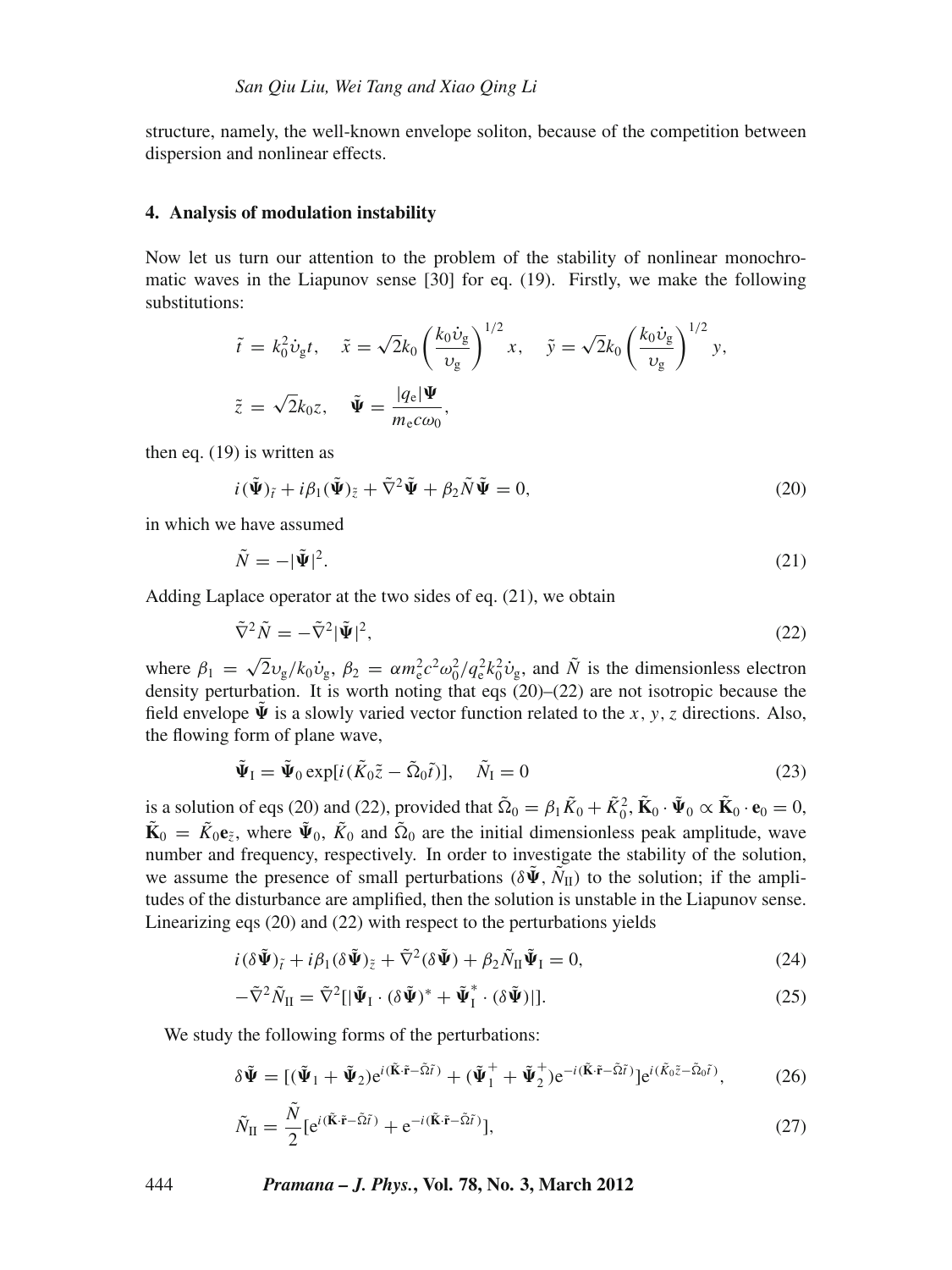structure, namely, the well-known envelope soliton, because of the competition between dispersion and nonlinear effects.

## 4. Analysis of modulation instability

Now let us turn our attention to the problem of the stability of nonlinear monochromatic waves in the Liapunov sense [30] for eq. (19). Firstly, we make the following substitutions:

$$\tilde{t} = k_0^2 \dot{\upsilon}_{\rm g} t, \quad \tilde{x} = \sqrt{2} k_0 \left(\frac{k_0 \dot{\upsilon}_{\rm g}}{\upsilon_{\rm g}}\right)^{1/2} x, \quad \tilde{y} = \sqrt{2} k_0 \left(\frac{k_0 \dot{\upsilon}_{\rm g}}{\upsilon_{\rm g}}\right)^{1/2} y,$$

$$\tilde{z} = \sqrt{2} k_0 z, \quad \tilde{\mathbf{\Psi}} = \frac{|q_{\rm e}| \mathbf{\Psi}}{m_{\rm e} c \omega_0},$$

then eq. (19) is written as

$$i(\tilde{\mathbf{\Psi}})_{\tilde{t}} + i\beta_1 (\tilde{\mathbf{\Psi}})_{\tilde{z}} + \tilde{\nabla}^2 \tilde{\mathbf{\Psi}} + \beta_2 \tilde{N} \tilde{\mathbf{\Psi}} = 0, \tag{20}$$

in which we have assumed

$$\tilde{N} = -|\tilde{\mathbf{\Psi}}|^2. \tag{21}$$

Adding Laplace operator at the two sides of eq. (21), we obtain

$$\tilde{\nabla}^2 \tilde{N} = -\tilde{\nabla}^2 |\tilde{\mathbf{\Psi}}|^2, \tag{22}$$

where $\beta_1 = \sqrt{2}\upsilon_{\rm g}/k_0 \dot{\upsilon}_{\rm g}$, $\beta_2 = \alpha m_{\rm e}^2 c^2 \omega_0^2 / q_{\rm e}^2 k_0^2 \dot{\upsilon}_{\rm g}$, and $\tilde{N}$ is the dimensionless electron density perturbation. It is worth noting that eqs (20)–(22) are not isotropic because the field envelope $\tilde{\mathbf{\Psi}}$ is a slowly varied vector function related to the $x$, $y$, $z$ directions. Also, the flowing form of plane wave,

$$\tilde{\mathbf{\Psi}}_{\rm I} = \tilde{\mathbf{\Psi}}_0 \exp[i(\tilde{K}_0 \tilde{z} - \tilde{\Omega}_0 \tilde{t})], \quad \tilde{N}_{\rm I} = 0 \tag{23}$$

is a solution of eqs (20) and (22), provided that $\tilde{\Omega}_0 = \beta_1 \tilde{K}_0 + \tilde{K}_0^2$, $\tilde{\mathbf{K}}_0 \cdot \tilde{\mathbf{\Psi}}_0 \propto \tilde{\mathbf{K}}_0 \cdot \mathbf{e}_0 = 0$, $\tilde{\mathbf{K}}_0 = \tilde{K}_0 \mathbf{e}_{\tilde{z}}$, where $\tilde{\mathbf{\Psi}}_0$, $\tilde{K}_0$ and $\tilde{\Omega}_0$ are the initial dimensionless peak amplitude, wave number and frequency, respectively. In order to investigate the stability of the solution, we assume the presence of small perturbations ($\delta\tilde{\mathbf{\Psi}}$, $\tilde{N}_{\rm II}$) to the solution; if the amplitudes of the disturbance are amplified, then the solution is unstable in the Liapunov sense. Linearizing eqs (20) and (22) with respect to the perturbations yields

$$i(\delta\tilde{\mathbf{\Psi}})_{\tilde{t}} + i\beta_1 (\delta\tilde{\mathbf{\Psi}})_{\tilde{z}} + \tilde{\nabla}^2 (\delta\tilde{\mathbf{\Psi}}) + \beta_2 \tilde{N}_{\rm II} \tilde{\mathbf{\Psi}}_{\rm I} = 0, \tag{24}$$

$$-\tilde{\nabla}^2 \tilde{N}_{\rm II} = \tilde{\nabla}^2 [|\tilde{\mathbf{\Psi}}_{\rm I} \cdot (\delta\tilde{\mathbf{\Psi}})^* + \tilde{\mathbf{\Psi}}_{\rm I}^* \cdot (\delta\tilde{\mathbf{\Psi}})|]. \tag{25}$$

We study the following forms of the perturbations:

$$\delta\tilde{\mathbf{\Psi}} = [(\tilde{\mathbf{\Psi}}_1 + \tilde{\mathbf{\Psi}}_2) {\rm e}^{i(\tilde{\mathbf{K}}\cdot\tilde{\mathbf{r}} - \tilde{\Omega}\tilde{t})} + (\tilde{\mathbf{\Psi}}_1^+ + \tilde{\mathbf{\Psi}}_2^+) {\rm e}^{-i(\tilde{\mathbf{K}}\cdot\tilde{\mathbf{r}} - \tilde{\Omega}\tilde{t})}] {\rm e}^{i(\tilde{K}_0 \tilde{z} - \tilde{\Omega}_0 \tilde{t})}, \tag{26}$$

$$\tilde{N}_{\rm II} = \frac{\tilde{N}}{2} [{\rm e}^{i(\tilde{\mathbf{K}}\cdot\tilde{\mathbf{r}} - \tilde{\Omega}\tilde{t})} + {\rm e}^{-i(\tilde{\mathbf{K}}\cdot\tilde{\mathbf{r}} - \tilde{\Omega}\tilde{t})}], \tag{27}$$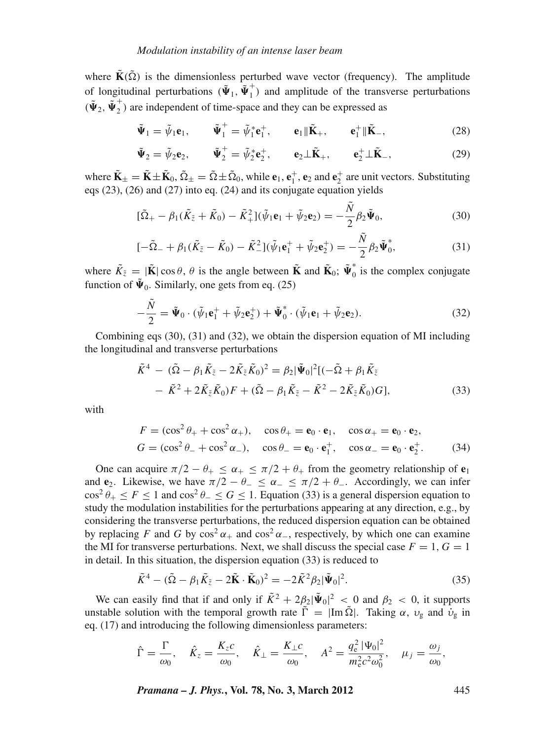where $\tilde{\mathbf{K}}(\tilde{\Omega})$ is the dimensionless perturbed wave vector (frequency). The amplitude of longitudinal perturbations ($\tilde{\boldsymbol{\Psi}}_1$, $\tilde{\boldsymbol{\Psi}}_1^+$) and amplitude of the transverse perturbations ($\tilde{\boldsymbol{\Psi}}_2$, $\tilde{\boldsymbol{\Psi}}_2^+$) are independent of time-space and they can be expressed as

$$\tilde{\boldsymbol{\Psi}}_1 = \tilde{\psi}_1 \mathbf{e}_1, \qquad \tilde{\boldsymbol{\Psi}}_1^+ = \tilde{\psi}_1^* \mathbf{e}_1^+, \qquad \mathbf{e}_1 \| \tilde{\mathbf{K}}_+, \qquad \mathbf{e}_1^+ \| \tilde{\mathbf{K}}_-, \tag{28}$$

$$\tilde{\boldsymbol{\Psi}}_2 = \tilde{\psi}_2 \mathbf{e}_2, \qquad \tilde{\boldsymbol{\Psi}}_2^+ = \tilde{\psi}_2^* \mathbf{e}_2^+, \qquad \mathbf{e}_2 \perp \tilde{\mathbf{K}}_+, \qquad \mathbf{e}_2^+ \perp \tilde{\mathbf{K}}_-, \tag{29}$$

where $\tilde{\mathbf{K}}_\pm = \tilde{\mathbf{K}} \pm \tilde{\mathbf{K}}_0$, $\tilde{\Omega}_\pm = \tilde{\Omega} \pm \tilde{\Omega}_0$, while $\mathbf{e}_1$, $\mathbf{e}_1^+$, $\mathbf{e}_2$ and $\mathbf{e}_2^+$ are unit vectors. Substituting eqs (23), (26) and (27) into eq. (24) and its conjugate equation yields

$$[\tilde{\Omega}_+ - \beta_1(\tilde{K}_{\tilde{z}} + \tilde{K}_0) - \tilde{K}_+^2](\tilde{\psi}_1 \mathbf{e}_1 + \tilde{\psi}_2 \mathbf{e}_2) = -\frac{\tilde{N}}{2}\beta_2 \tilde{\boldsymbol{\Psi}}_0, \tag{30}$$

$$[-\tilde{\Omega}_- + \beta_1(\tilde{K}_{\tilde{z}} - \tilde{K}_0) - \tilde{K}_-^2](\tilde{\psi}_1 \mathbf{e}_1^+ + \tilde{\psi}_2 \mathbf{e}_2^+) = -\frac{\tilde{N}}{2}\beta_2 \tilde{\boldsymbol{\Psi}}_0^*, \tag{31}$$

where $\tilde{K}_{\tilde{z}} = |\tilde{\mathbf{K}}|\cos\theta$, $\theta$ is the angle between $\tilde{\mathbf{K}}$ and $\tilde{\mathbf{K}}_0$; $\tilde{\boldsymbol{\Psi}}_0^*$ is the complex conjugate function of $\tilde{\boldsymbol{\Psi}}_0$. Similarly, one gets from eq. (25)

$$-\frac{\tilde{N}}{2} = \tilde{\boldsymbol{\Psi}}_0 \cdot (\tilde{\psi}_1 \mathbf{e}_1^+ + \tilde{\psi}_2 \mathbf{e}_2^+) + \tilde{\boldsymbol{\Psi}}_0^* \cdot (\tilde{\psi}_1 \mathbf{e}_1 + \tilde{\psi}_2 \mathbf{e}_2). \tag{32}$$

Combining eqs (30), (31) and (32), we obtain the dispersion equation of MI including the longitudinal and transverse perturbations

$$\begin{aligned}\tilde{K}^4 - (\tilde{\Omega} - \beta_1 \tilde{K}_{\tilde{z}} - 2\tilde{K}_{\tilde{z}}\tilde{K}_0)^2 = \beta_2 |\tilde{\boldsymbol{\Psi}}_0|^2 [(-\tilde{\Omega} + \beta_1 \tilde{K}_{\tilde{z}} \\ - \tilde{K}^2 + 2\tilde{K}_{\tilde{z}}\tilde{K}_0)F + (\tilde{\Omega} - \beta_1 \tilde{K}_{\tilde{z}} - \tilde{K}^2 - 2\tilde{K}_{\tilde{z}}\tilde{K}_0)G],\end{aligned} \tag{33}$$

with

$$\begin{aligned}F &= (\cos^2\theta_+ + \cos^2\alpha_+), \quad \cos\theta_+ = \mathbf{e}_0 \cdot \mathbf{e}_1, \quad \cos\alpha_+ = \mathbf{e}_0 \cdot \mathbf{e}_2, \\ G &= (\cos^2\theta_- + \cos^2\alpha_-), \quad \cos\theta_- = \mathbf{e}_0 \cdot \mathbf{e}_1^+, \quad \cos\alpha_- = \mathbf{e}_0 \cdot \mathbf{e}_2^+.\end{aligned} \tag{34}$$

One can acquire $\pi/2 - \theta_+ \le \alpha_+ \le \pi/2 + \theta_+$ from the geometry relationship of $\mathbf{e}_1$ and $\mathbf{e}_2$. Likewise, we have $\pi/2 - \theta_- \le \alpha_- \le \pi/2 + \theta_-$. Accordingly, we can infer $\cos^2\theta_+ \le F \le 1$ and $\cos^2\theta_- \le G \le 1$. Equation (33) is a general dispersion equation to study the modulation instabilities for the perturbations appearing at any direction, e.g., by considering the transverse perturbations, the reduced dispersion equation can be obtained by replacing $F$ and $G$ by $\cos^2\alpha_+$ and $\cos^2\alpha_-$, respectively, by which one can examine the MI for transverse perturbations. Next, we shall discuss the special case $F = 1$, $G = 1$ in detail. In this situation, the dispersion equation (33) is reduced to

$$\tilde{K}^4 - (\tilde{\Omega} - \beta_1 \tilde{K}_{\tilde{z}} - 2\tilde{\mathbf{K}} \cdot \tilde{\mathbf{K}}_0)^2 = -2\tilde{K}^2 \beta_2 |\tilde{\boldsymbol{\Psi}}_0|^2. \tag{35}$$

We can easily find that if and only if $\tilde{K}^2 + 2\beta_2 |\tilde{\boldsymbol{\Psi}}_0|^2 < 0$ and $\beta_2 < 0$, it supports unstable solution with the temporal growth rate $\tilde{\Gamma} = |\mathrm{Im}\,\tilde{\Omega}|$. Taking $\alpha$, $\upsilon_\mathrm{g}$ and $\acute{\upsilon}_\mathrm{g}$ in eq. (17) and introducing the following dimensionless parameters:

$$\hat{\Gamma} = \frac{\Gamma}{\omega_0}, \quad \hat{K}_z = \frac{K_z c}{\omega_0}, \quad \hat{K}_\perp = \frac{K_\perp c}{\omega_0}, \quad A^2 = \frac{q_\mathrm{e}^2 |\Psi_0|^2}{m_\mathrm{e}^2 c^2 \omega_0^2}, \quad \mu_j = \frac{\omega_j}{\omega_0},$$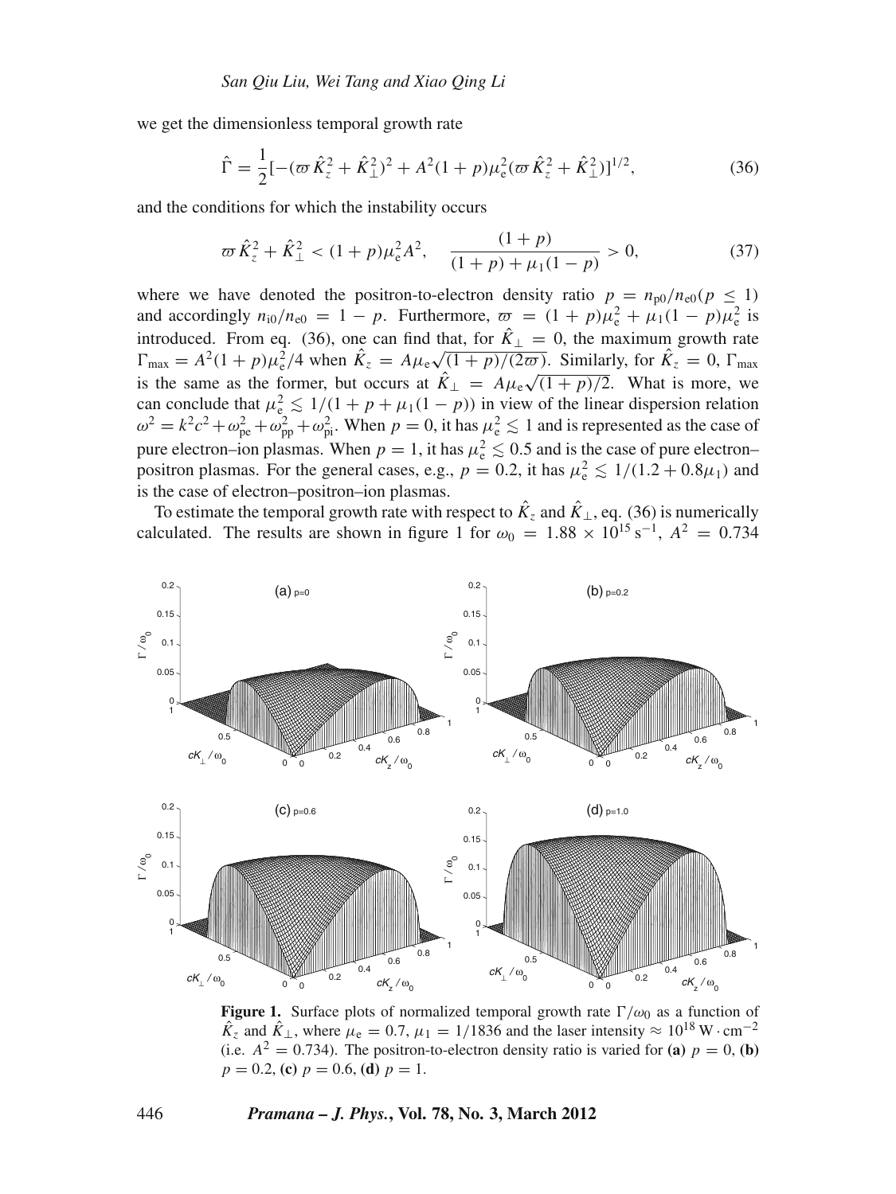we get the dimensionless temporal growth rate

$$\hat{\Gamma} = \frac{1}{2}[-(\varpi \hat{K}_z^2 + \hat{K}_\perp^2)^2 + A^2(1+p)\mu_e^2(\varpi \hat{K}_z^2 + \hat{K}_\perp^2)]^{1/2}, \tag{36}$$

and the conditions for which the instability occurs

$$\varpi \hat{K}_z^2 + \hat{K}_\perp^2 < (1+p)\mu_e^2 A^2, \quad \frac{(1+p)}{(1+p)+\mu_1(1-p)} > 0, \tag{37}$$

where we have denoted the positron-to-electron density ratio $p = n_{p0}/n_{e0} (p \leq 1)$ and accordingly $n_{i0}/n_{e0} = 1 - p$. Furthermore, $\varpi = (1+p)\mu_e^2 + \mu_1(1-p)\mu_e^2$ is introduced. From eq. (36), one can find that, for $\hat{K}_\perp = 0$, the maximum growth rate $\Gamma_{\max} = A^2(1+p)\mu_e^2/4$ when $\hat{K}_z = A\mu_e\sqrt{(1+p)/(2\varpi)}$. Similarly, for $\hat{K}_z = 0$, $\Gamma_{\max}$ is the same as the former, but occurs at $\hat{K}_\perp = A\mu_e\sqrt{(1+p)/2}$. What is more, we can conclude that $\mu_e^2 \lesssim 1/(1+p+\mu_1(1-p))$ in view of the linear dispersion relation $\omega^2 = k^2c^2 + \omega_{pe}^2 + \omega_{pp}^2 + \omega_{pi}^2$. When $p = 0$, it has $\mu_e^2 \lesssim 1$ and is represented as the case of pure electron–ion plasmas. When $p = 1$, it has $\mu_e^2 \lesssim 0.5$ and is the case of pure electron–positron plasmas. For the general cases, e.g., $p = 0.2$, it has $\mu_e^2 \lesssim 1/(1.2 + 0.8\mu_1)$ and is the case of electron–positron–ion plasmas.

To estimate the temporal growth rate with respect to $\hat{K}_z$ and $\hat{K}_\perp$, eq. (36) is numerically calculated. The results are shown in figure 1 for $\omega_0 = 1.88 \times 10^{15}\,\text{s}^{-1}$, $A^2 = 0.734$

**Figure 1.** Surface plots of normalized temporal growth rate $\Gamma/\omega_0$ as a function of $\hat{K}_z$ and $\hat{K}_\perp$, where $\mu_e = 0.7$, $\mu_1 = 1/1836$ and the laser intensity $\approx 10^{18}\,\text{W}\cdot\text{cm}^{-2}$ (i.e. $A^2 = 0.734$). The positron-to-electron density ratio is varied for **(a)** $p = 0$, **(b)** $p = 0.2$, **(c)** $p = 0.6$, **(d)** $p = 1$.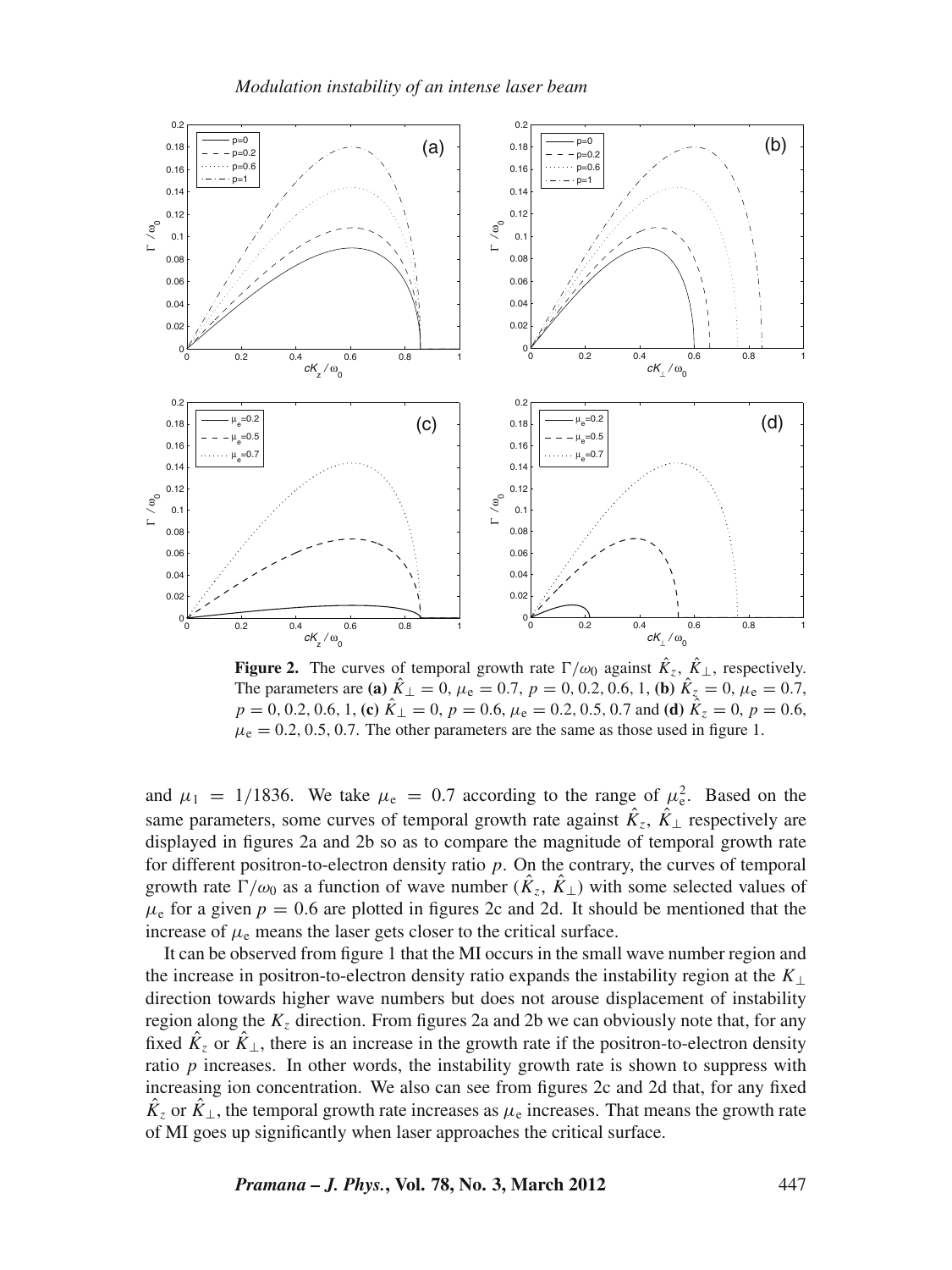**Figure 2.** The curves of temporal growth rate $\Gamma/\omega_0$ against $\hat{K}_z$, $\hat{K}_\perp$, respectively. The parameters are **(a)** $\hat{K}_\perp = 0$, $\mu_e = 0.7$, $p = 0, 0.2, 0.6, 1$, **(b)** $\hat{K}_z = 0$, $\mu_e = 0.7$, $p = 0, 0.2, 0.6, 1$, **(c)** $\hat{K}_\perp = 0$, $p = 0.6$, $\mu_e = 0.2, 0.5, 0.7$ and **(d)** $\hat{K}_z = 0$, $p = 0.6$, $\mu_e = 0.2, 0.5, 0.7$. The other parameters are the same as those used in figure 1.

and $\mu_1 = 1/1836$. We take $\mu_e = 0.7$ according to the range of $\mu_e^2$. Based on the same parameters, some curves of temporal growth rate against $\hat{K}_z$, $\hat{K}_\perp$ respectively are displayed in figures 2a and 2b so as to compare the magnitude of temporal growth rate for different positron-to-electron density ratio $p$. On the contrary, the curves of temporal growth rate $\Gamma/\omega_0$ as a function of wave number ($\hat{K}_z$, $\hat{K}_\perp$) with some selected values of $\mu_e$ for a given $p = 0.6$ are plotted in figures 2c and 2d. It should be mentioned that the increase of $\mu_e$ means the laser gets closer to the critical surface.

It can be observed from figure 1 that the MI occurs in the small wave number region and the increase in positron-to-electron density ratio expands the instability region at the $K_\perp$ direction towards higher wave numbers but does not arouse displacement of instability region along the $K_z$ direction. From figures 2a and 2b we can obviously note that, for any fixed $\hat{K}_z$ or $\hat{K}_\perp$, there is an increase in the growth rate if the positron-to-electron density ratio $p$ increases. In other words, the instability growth rate is shown to suppress with increasing ion concentration. We also can see from figures 2c and 2d that, for any fixed $\hat{K}_z$ or $\hat{K}_\perp$, the temporal growth rate increases as $\mu_e$ increases. That means the growth rate of MI goes up significantly when laser approaches the critical surface.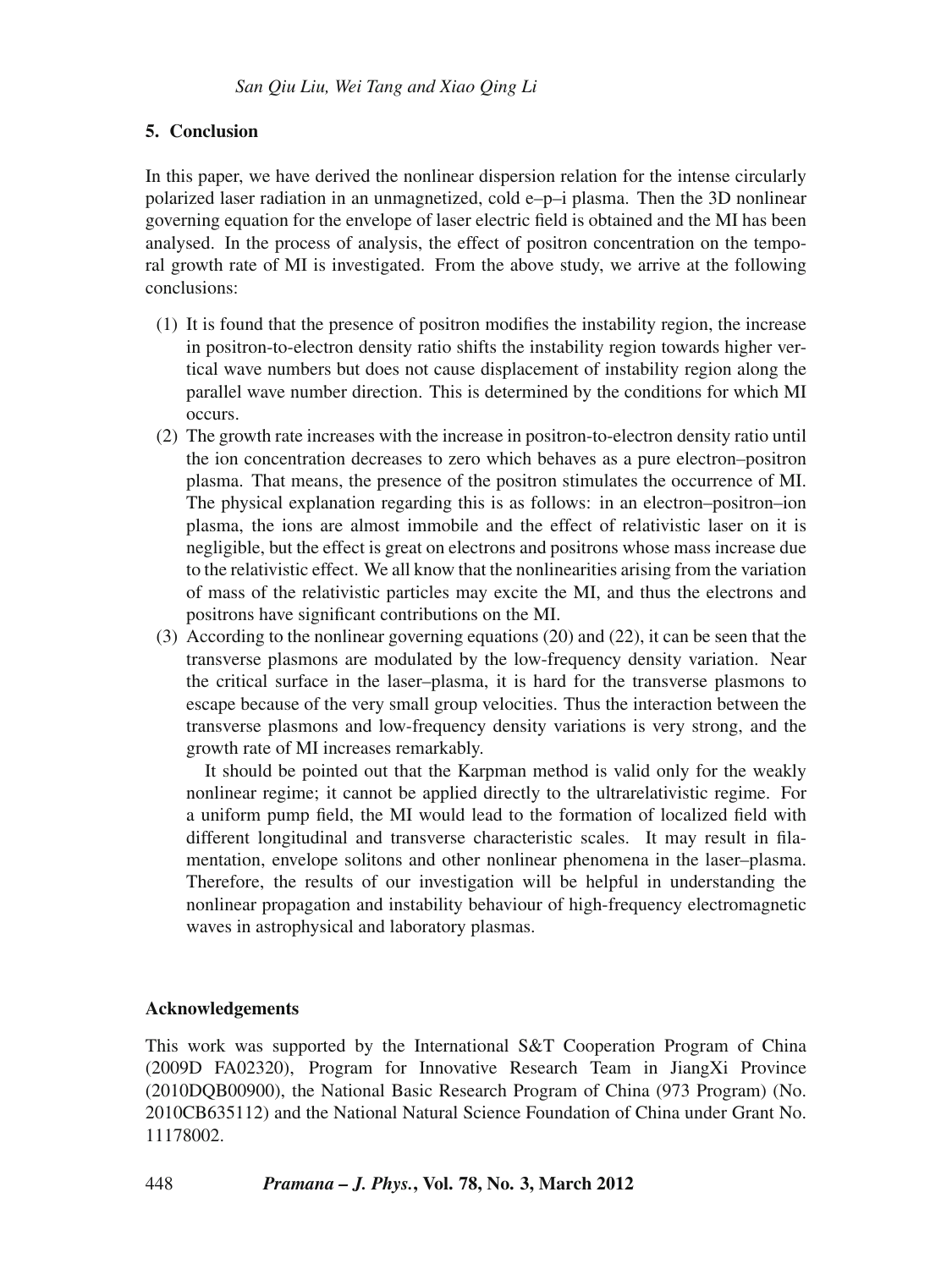## 5. Conclusion

In this paper, we have derived the nonlinear dispersion relation for the intense circularly polarized laser radiation in an unmagnetized, cold e–p–i plasma. Then the 3D nonlinear governing equation for the envelope of laser electric field is obtained and the MI has been analysed. In the process of analysis, the effect of positron concentration on the temporal growth rate of MI is investigated. From the above study, we arrive at the following conclusions:

1. It is found that the presence of positron modifies the instability region, the increase in positron-to-electron density ratio shifts the instability region towards higher vertical wave numbers but does not cause displacement of instability region along the parallel wave number direction. This is determined by the conditions for which MI occurs.
2. The growth rate increases with the increase in positron-to-electron density ratio until the ion concentration decreases to zero which behaves as a pure electron–positron plasma. That means, the presence of the positron stimulates the occurrence of MI. The physical explanation regarding this is as follows: in an electron–positron–ion plasma, the ions are almost immobile and the effect of relativistic laser on it is negligible, but the effect is great on electrons and positrons whose mass increase due to the relativistic effect. We all know that the nonlinearities arising from the variation of mass of the relativistic particles may excite the MI, and thus the electrons and positrons have significant contributions on the MI.
3. According to the nonlinear governing equations (20) and (22), it can be seen that the transverse plasmons are modulated by the low-frequency density variation. Near the critical surface in the laser–plasma, it is hard for the transverse plasmons to escape because of the very small group velocities. Thus the interaction between the transverse plasmons and low-frequency density variations is very strong, and the growth rate of MI increases remarkably.

   It should be pointed out that the Karpman method is valid only for the weakly nonlinear regime; it cannot be applied directly to the ultrarelativistic regime. For a uniform pump field, the MI would lead to the formation of localized field with different longitudinal and transverse characteristic scales. It may result in filamentation, envelope solitons and other nonlinear phenomena in the laser–plasma. Therefore, the results of our investigation will be helpful in understanding the nonlinear propagation and instability behaviour of high-frequency electromagnetic waves in astrophysical and laboratory plasmas.

## Acknowledgements

This work was supported by the International S&T Cooperation Program of China (2009D FA02320), Program for Innovative Research Team in JiangXi Province (2010DQB00900), the National Basic Research Program of China (973 Program) (No. 2010CB635112) and the National Natural Science Foundation of China under Grant No. 11178002.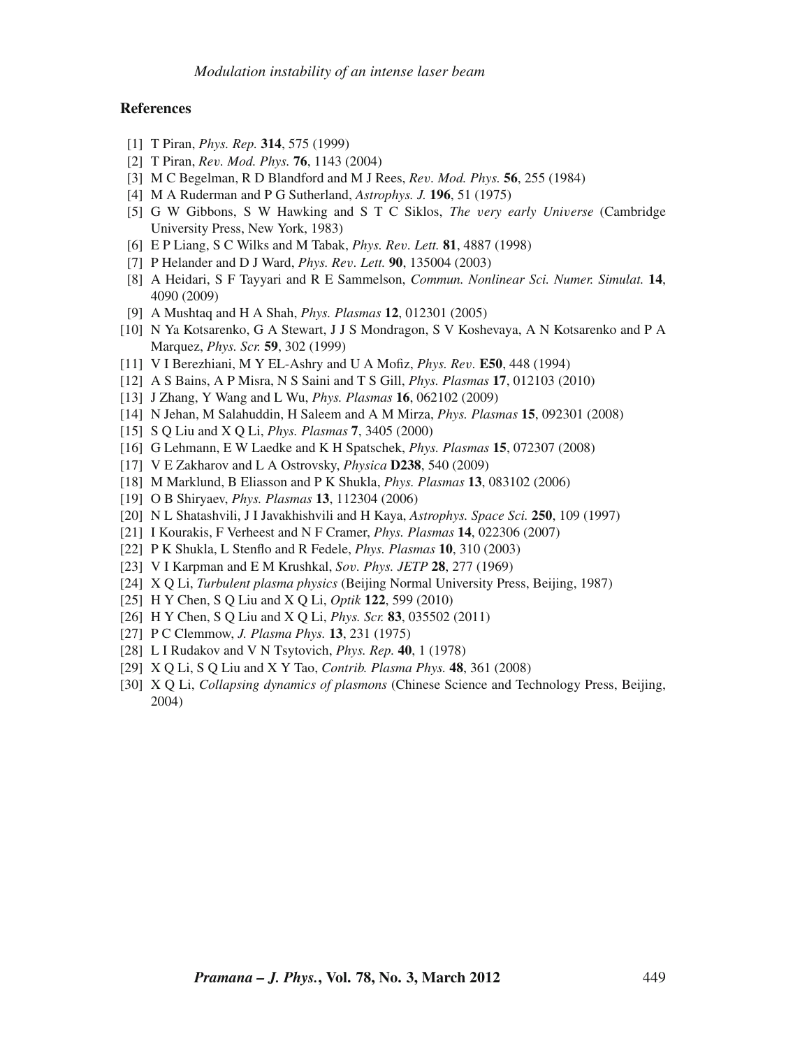## References

[1] T Piran, *Phys. Rep.* **314**, 575 (1999)

[2] T Piran, *Rev. Mod. Phys.* **76**, 1143 (2004)

[3] M C Begelman, R D Blandford and M J Rees, *Rev. Mod. Phys.* **56**, 255 (1984)

[4] M A Ruderman and P G Sutherland, *Astrophys. J.* **196**, 51 (1975)

[5] G W Gibbons, S W Hawking and S T C Siklos, *The very early Universe* (Cambridge University Press, New York, 1983)

[6] E P Liang, S C Wilks and M Tabak, *Phys. Rev. Lett.* **81**, 4887 (1998)

[7] P Helander and D J Ward, *Phys. Rev. Lett.* **90**, 135004 (2003)

[8] A Heidari, S F Tayyari and R E Sammelson, *Commun. Nonlinear Sci. Numer. Simulat.* **14**, 4090 (2009)

[9] A Mushtaq and H A Shah, *Phys. Plasmas* **12**, 012301 (2005)

[10] N Ya Kotsarenko, G A Stewart, J J S Mondragon, S V Koshevaya, A N Kotsarenko and P A Marquez, *Phys. Scr.* **59**, 302 (1999)

[11] V I Berezhiani, M Y EL-Ashry and U A Mofiz, *Phys. Rev.* **E50**, 448 (1994)

[12] A S Bains, A P Misra, N S Saini and T S Gill, *Phys. Plasmas* **17**, 012103 (2010)

[13] J Zhang, Y Wang and L Wu, *Phys. Plasmas* **16**, 062102 (2009)

[14] N Jehan, M Salahuddin, H Saleem and A M Mirza, *Phys. Plasmas* **15**, 092301 (2008)

[15] S Q Liu and X Q Li, *Phys. Plasmas* **7**, 3405 (2000)

[16] G Lehmann, E W Laedke and K H Spatschek, *Phys. Plasmas* **15**, 072307 (2008)

[17] V E Zakharov and L A Ostrovsky, *Physica* **D238**, 540 (2009)

[18] M Marklund, B Eliasson and P K Shukla, *Phys. Plasmas* **13**, 083102 (2006)

[19] O B Shiryaev, *Phys. Plasmas* **13**, 112304 (2006)

[20] N L Shatashvili, J I Javakhishvili and H Kaya, *Astrophys. Space Sci.* **250**, 109 (1997)

[21] I Kourakis, F Verheest and N F Cramer, *Phys. Plasmas* **14**, 022306 (2007)

[22] P K Shukla, L Stenflo and R Fedele, *Phys. Plasmas* **10**, 310 (2003)

[23] V I Karpman and E M Krushkal, *Sov. Phys. JETP* **28**, 277 (1969)

[24] X Q Li, *Turbulent plasma physics* (Beijing Normal University Press, Beijing, 1987)

[25] H Y Chen, S Q Liu and X Q Li, *Optik* **122**, 599 (2010)

[26] H Y Chen, S Q Liu and X Q Li, *Phys. Scr.* **83**, 035502 (2011)

[27] P C Clemmow, *J. Plasma Phys.* **13**, 231 (1975)

[28] L I Rudakov and V N Tsytovich, *Phys. Rep.* **40**, 1 (1978)

[29] X Q Li, S Q Liu and X Y Tao, *Contrib. Plasma Phys.* **48**, 361 (2008)

[30] X Q Li, *Collapsing dynamics of plasmons* (Chinese Science and Technology Press, Beijing, 2004)